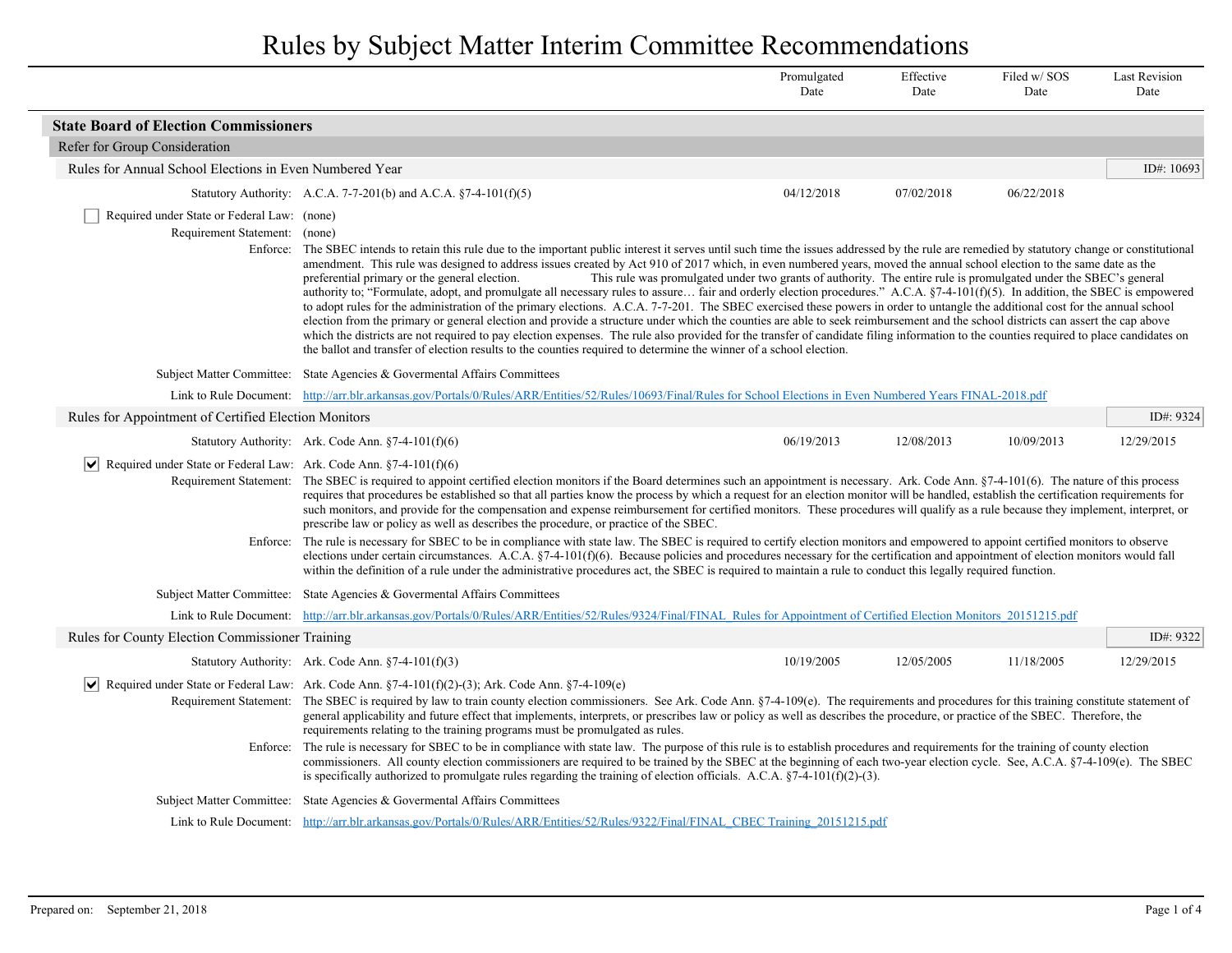# Rules by Subject Matter Interim Committee Recommendations

| | Promulgated Date | Effective Date | Filed w/ SOS Date | Last Revision Date |
|---|---|---|---|---|

## State Board of Election Commissioners

### Refer for Group Consideration

#### Rules for Annual School Elections in Even Numbered Year

ID#: 10693

| | Promulgated Date | Effective Date | Filed w/ SOS Date | Last Revision Date |
|---|---|---|---|---|
| Statutory Authority: A.C.A. 7-7-201(b) and A.C.A. §7-4-101(f)(5) | 04/12/2018 | 07/02/2018 | 06/22/2018 | |

☐ Required under State or Federal Law: (none)

Requirement Statement: (none)

Enforce: The SBEC intends to retain this rule due to the important public interest it serves until such time the issues addressed by the rule are remedied by statutory change or constitutional amendment. This rule was designed to address issues created by Act 910 of 2017 which, in even numbered years, moved the annual school election to the same date as the preferential primary or the general election. This rule was promulgated under two grants of authority. The entire rule is promulgated under the SBEC's general authority to; "Formulate, adopt, and promulgate all necessary rules to assure… fair and orderly election procedures." A.C.A. §7-4-101(f)(5). In addition, the SBEC is empowered to adopt rules for the administration of the primary elections. A.C.A. 7-7-201. The SBEC exercised these powers in order to untangle the additional cost for the annual school election from the primary or general election and provide a structure under which the counties are able to seek reimbursement and the school districts can assert the cap above which the districts are not required to pay election expenses. The rule also provided for the transfer of candidate filing information to the counties required to place candidates on the ballot and transfer of election results to the counties required to determine the winner of a school election.

Subject Matter Committee: State Agencies & Govermental Affairs Committees

Link to Rule Document: http://arr.blr.arkansas.gov/Portals/0/Rules/ARR/Entities/52/Rules/10693/Final/Rules for School Elections in Even Numbered Years FINAL-2018.pdf

#### Rules for Appointment of Certified Election Monitors

ID#: 9324

| | Promulgated Date | Effective Date | Filed w/ SOS Date | Last Revision Date |
|---|---|---|---|---|
| Statutory Authority: Ark. Code Ann. §7-4-101(f)(6) | 06/19/2013 | 12/08/2013 | 10/09/2013 | 12/29/2015 |

☑ Required under State or Federal Law: Ark. Code Ann. §7-4-101(f)(6)

Requirement Statement: The SBEC is required to appoint certified election monitors if the Board determines such an appointment is necessary. Ark. Code Ann. §7-4-101(6). The nature of this process requires that procedures be established so that all parties know the process by which a request for an election monitor will be handled, establish the certification requirements for such monitors, and provide for the compensation and expense reimbursement for certified monitors. These procedures will qualify as a rule because they implement, interpret, or prescribe law or policy as well as describes the procedure, or practice of the SBEC.

Enforce: The rule is necessary for SBEC to be in compliance with state law. The SBEC is required to certify election monitors and empowered to appoint certified monitors to observe elections under certain circumstances. A.C.A. §7-4-101(f)(6). Because policies and procedures necessary for the certification and appointment of election monitors would fall within the definition of a rule under the administrative procedures act, the SBEC is required to maintain a rule to conduct this legally required function.

Subject Matter Committee: State Agencies & Govermental Affairs Committees

Link to Rule Document: http://arr.blr.arkansas.gov/Portals/0/Rules/ARR/Entities/52/Rules/9324/Final/FINAL_Rules for Appointment of Certified Election Monitors_20151215.pdf

#### Rules for County Election Commissioner Training

ID#: 9322

| | Promulgated Date | Effective Date | Filed w/ SOS Date | Last Revision Date |
|---|---|---|---|---|
| Statutory Authority: Ark. Code Ann. §7-4-101(f)(3) | 10/19/2005 | 12/05/2005 | 11/18/2005 | 12/29/2015 |

☑ Required under State or Federal Law: Ark. Code Ann. §7-4-101(f)(2)-(3); Ark. Code Ann. §7-4-109(e)

Requirement Statement: The SBEC is required by law to train county election commissioners. See Ark. Code Ann. §7-4-109(e). The requirements and procedures for this training constitute statement of general applicability and future effect that implements, interprets, or prescribes law or policy as well as describes the procedure, or practice of the SBEC. Therefore, the requirements relating to the training programs must be promulgated as rules.

Enforce: The rule is necessary for SBEC to be in compliance with state law. The purpose of this rule is to establish procedures and requirements for the training of county election commissioners. All county election commissioners are required to be trained by the SBEC at the beginning of each two-year election cycle. See, A.C.A. §7-4-109(e). The SBEC is specifically authorized to promulgate rules regarding the training of election officials. A.C.A. §7-4-101(f)(2)-(3).

Subject Matter Committee: State Agencies & Govermental Affairs Committees

Link to Rule Document: http://arr.blr.arkansas.gov/Portals/0/Rules/ARR/Entities/52/Rules/9322/Final/FINAL_CBEC Training_20151215.pdf

Prepared on: September 21, 2018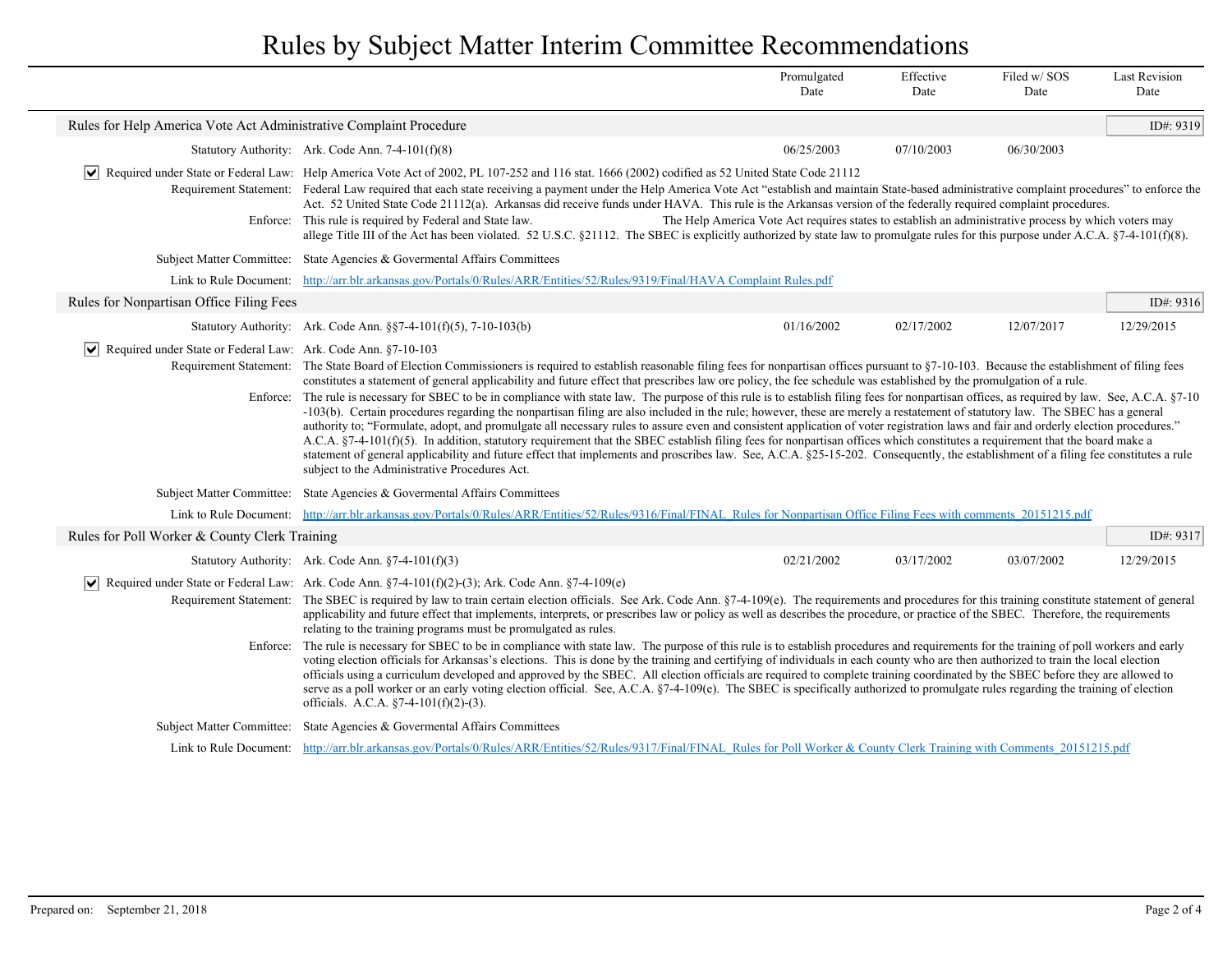# Rules by Subject Matter Interim Committee Recommendations

| | Promulgated Date | Effective Date | Filed w/ SOS Date | Last Revision Date |
|---|---|---|---|---|

## Rules for Help America Vote Act Administrative Complaint Procedure

**ID#: 9319**

| | Promulgated Date | Effective Date | Filed w/ SOS Date | Last Revision Date |
|---|---|---|---|---|
| Statutory Authority: Ark. Code Ann. 7-4-101(f)(8) | 06/25/2003 | 07/10/2003 | 06/30/2003 | |

☑ **Required under State or Federal Law:** Help America Vote Act of 2002, PL 107-252 and 116 stat. 1666 (2002) codified as 52 United State Code 21112

**Requirement Statement:** Federal Law required that each state receiving a payment under the Help America Vote Act "establish and maintain State-based administrative complaint procedures" to enforce the Act. 52 United State Code 21112(a). Arkansas did receive funds under HAVA. This rule is the Arkansas version of the federally required complaint procedures.

**Enforce:** This rule is required by Federal and State law. The Help America Vote Act requires states to establish an administrative process by which voters may allege Title III of the Act has been violated. 52 U.S.C. §21112. The SBEC is explicitly authorized by state law to promulgate rules for this purpose under A.C.A. §7-4-101(f)(8).

**Subject Matter Committee:** State Agencies & Govermental Affairs Committees

**Link to Rule Document:** http://arr.blr.arkansas.gov/Portals/0/Rules/ARR/Entities/52/Rules/9319/Final/HAVA Complaint Rules.pdf

## Rules for Nonpartisan Office Filing Fees

**ID#: 9316**

| | Promulgated Date | Effective Date | Filed w/ SOS Date | Last Revision Date |
|---|---|---|---|---|
| Statutory Authority: Ark. Code Ann. §§7-4-101(f)(5), 7-10-103(b) | 01/16/2002 | 02/17/2002 | 12/07/2017 | 12/29/2015 |

☑ **Required under State or Federal Law:** Ark. Code Ann. §7-10-103

**Requirement Statement:** The State Board of Election Commissioners is required to establish reasonable filing fees for nonpartisan offices pursuant to §7-10-103. Because the establishment of filing fees constitutes a statement of general applicability and future effect that prescribes law ore policy, the fee schedule was established by the promulgation of a rule.

**Enforce:** The rule is necessary for SBEC to be in compliance with state law. The purpose of this rule is to establish filing fees for nonpartisan offices, as required by law. See, A.C.A. §7-10-103(b). Certain procedures regarding the nonpartisan filing are also included in the rule; however, these are merely a restatement of statutory law. The SBEC has a general authority to; "Formulate, adopt, and promulgate all necessary rules to assure even and consistent application of voter registration laws and fair and orderly election procedures." A.C.A. §7-4-101(f)(5). In addition, statutory requirement that the SBEC establish filing fees for nonpartisan offices which constitutes a requirement that the board make a statement of general applicability and future effect that implements and proscribes law. See, A.C.A. §25-15-202. Consequently, the establishment of a filing fee constitutes a rule subject to the Administrative Procedures Act.

**Subject Matter Committee:** State Agencies & Govermental Affairs Committees

**Link to Rule Document:** http://arr.blr.arkansas.gov/Portals/0/Rules/ARR/Entities/52/Rules/9316/Final/FINAL_Rules for Nonpartisan Office Filing Fees with comments_20151215.pdf

## Rules for Poll Worker & County Clerk Training

**ID#: 9317**

| | Promulgated Date | Effective Date | Filed w/ SOS Date | Last Revision Date |
|---|---|---|---|---|
| Statutory Authority: Ark. Code Ann. §7-4-101(f)(3) | 02/21/2002 | 03/17/2002 | 03/07/2002 | 12/29/2015 |

☑ **Required under State or Federal Law:** Ark. Code Ann. §7-4-101(f)(2)-(3); Ark. Code Ann. §7-4-109(e)

**Requirement Statement:** The SBEC is required by law to train certain election officials. See Ark. Code Ann. §7-4-109(e). The requirements and procedures for this training constitute statement of general applicability and future effect that implements, interprets, or prescribes law or policy as well as describes the procedure, or practice of the SBEC. Therefore, the requirements relating to the training programs must be promulgated as rules.

**Enforce:** The rule is necessary for SBEC to be in compliance with state law. The purpose of this rule is to establish procedures and requirements for the training of poll workers and early voting election officials for Arkansas's elections. This is done by the training and certifying of individuals in each county who are then authorized to train the local election officials using a curriculum developed and approved by the SBEC. All election officials are required to complete training coordinated by the SBEC before they are allowed to serve as a poll worker or an early voting election official. See, A.C.A. §7-4-109(e). The SBEC is specifically authorized to promulgate rules regarding the training of election officials. A.C.A. §7-4-101(f)(2)-(3).

**Subject Matter Committee:** State Agencies & Govermental Affairs Committees

**Link to Rule Document:** http://arr.blr.arkansas.gov/Portals/0/Rules/ARR/Entities/52/Rules/9317/Final/FINAL_Rules for Poll Worker & County Clerk Training with Comments_20151215.pdf

Prepared on: September 21, 2018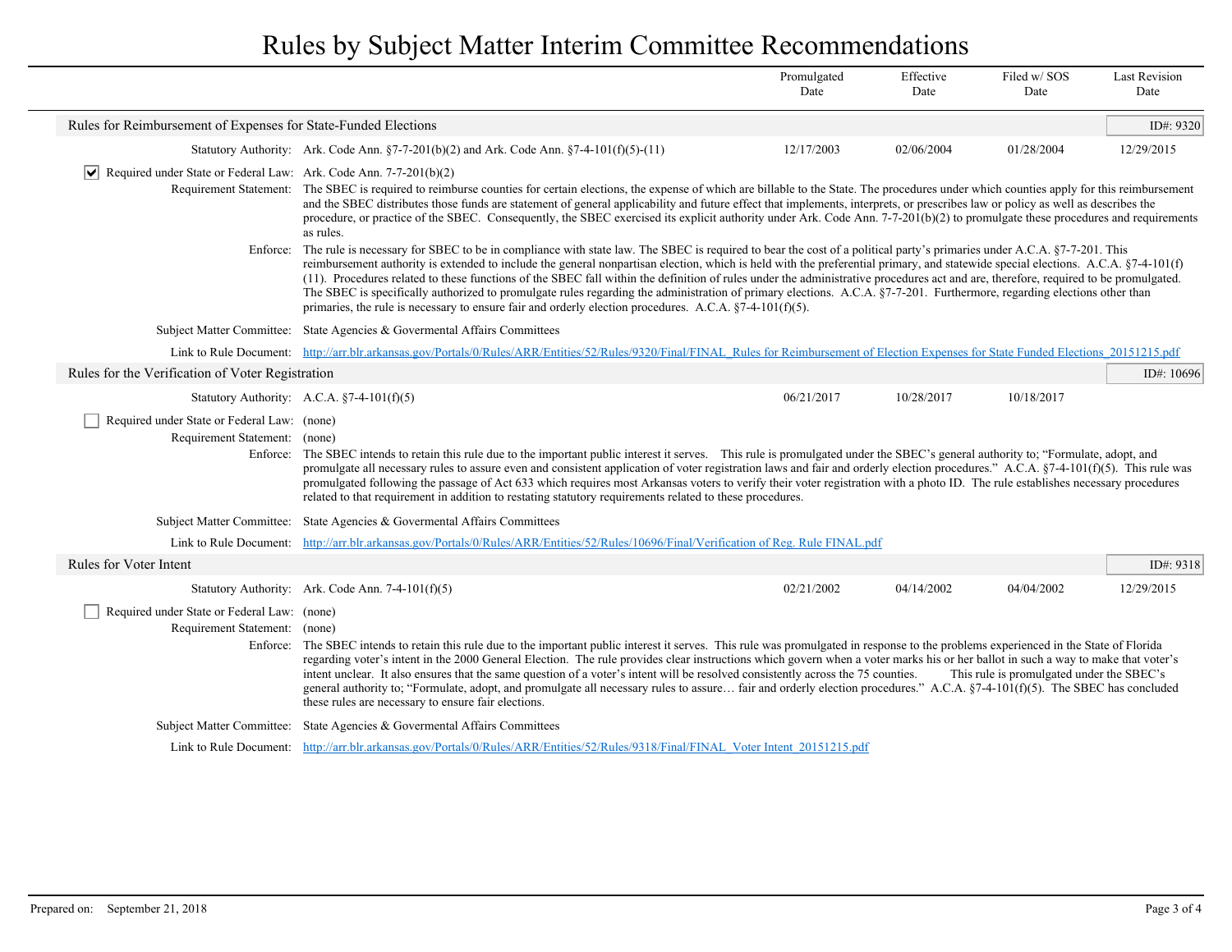# Rules by Subject Matter Interim Committee Recommendations

| | Promulgated Date | Effective Date | Filed w/ SOS Date | Last Revision Date |
|---|---|---|---|---|

## Rules for Reimbursement of Expenses for State-Funded Elections

ID#: 9320

| | Promulgated Date | Effective Date | Filed w/ SOS Date | Last Revision Date |
|---|---|---|---|---|
| **Statutory Authority:** Ark. Code Ann. §7-7-201(b)(2) and Ark. Code Ann. §7-4-101(f)(5)-(11) | 12/17/2003 | 02/06/2004 | 01/28/2004 | 12/29/2015 |

- [x] **Required under State or Federal Law:** Ark. Code Ann. 7-7-201(b)(2)

**Requirement Statement:** The SBEC is required to reimburse counties for certain elections, the expense of which are billable to the State. The procedures under which counties apply for this reimbursement and the SBEC distributes those funds are statement of general applicability and future effect that implements, interprets, or prescribes law or policy as well as describes the procedure, or practice of the SBEC. Consequently, the SBEC exercised its explicit authority under Ark. Code Ann. 7-7-201(b)(2) to promulgate these procedures and requirements as rules.

**Enforce:** The rule is necessary for SBEC to be in compliance with state law. The SBEC is required to bear the cost of a political party's primaries under A.C.A. §7-7-201. This reimbursement authority is extended to include the general nonpartisan election, which is held with the preferential primary, and statewide special elections. A.C.A. §7-4-101(f)(11). Procedures related to these functions of the SBEC fall within the definition of rules under the administrative procedures act and are, therefore, required to be promulgated. The SBEC is specifically authorized to promulgate rules regarding the administration of primary elections. A.C.A. §7-7-201. Furthermore, regarding elections other than primaries, the rule is necessary to ensure fair and orderly election procedures. A.C.A. §7-4-101(f)(5).

**Subject Matter Committee:** State Agencies & Govermental Affairs Committees

**Link to Rule Document:** http://arr.blr.arkansas.gov/Portals/0/Rules/ARR/Entities/52/Rules/9320/Final/FINAL_Rules for Reimbursement of Election Expenses for State Funded Elections_20151215.pdf

## Rules for the Verification of Voter Registration

ID#: 10696

| | Promulgated Date | Effective Date | Filed w/ SOS Date | Last Revision Date |
|---|---|---|---|---|
| **Statutory Authority:** A.C.A. §7-4-101(f)(5) | 06/21/2017 | 10/28/2017 | 10/18/2017 | |

- [ ] **Required under State or Federal Law:** (none)

**Requirement Statement:** (none)

**Enforce:** The SBEC intends to retain this rule due to the important public interest it serves. This rule is promulgated under the SBEC's general authority to; "Formulate, adopt, and promulgate all necessary rules to assure even and consistent application of voter registration laws and fair and orderly election procedures." A.C.A. §7-4-101(f)(5). This rule was promulgated following the passage of Act 633 which requires most Arkansas voters to verify their voter registration with a photo ID. The rule establishes necessary procedures related to that requirement in addition to restating statutory requirements related to these procedures.

**Subject Matter Committee:** State Agencies & Govermental Affairs Committees

**Link to Rule Document:** http://arr.blr.arkansas.gov/Portals/0/Rules/ARR/Entities/52/Rules/10696/Final/Verification of Reg. Rule FINAL.pdf

## Rules for Voter Intent

ID#: 9318

| | Promulgated Date | Effective Date | Filed w/ SOS Date | Last Revision Date |
|---|---|---|---|---|
| **Statutory Authority:** Ark. Code Ann. 7-4-101(f)(5) | 02/21/2002 | 04/14/2002 | 04/04/2002 | 12/29/2015 |

- [ ] **Required under State or Federal Law:** (none)

**Requirement Statement:** (none)

**Enforce:** The SBEC intends to retain this rule due to the important public interest it serves. This rule was promulgated in response to the problems experienced in the State of Florida regarding voter's intent in the 2000 General Election. The rule provides clear instructions which govern when a voter marks his or her ballot in such a way to make that voter's intent unclear. It also ensures that the same question of a voter's intent will be resolved consistently across the 75 counties. This rule is promulgated under the SBEC's general authority to; "Formulate, adopt, and promulgate all necessary rules to assure… fair and orderly election procedures." A.C.A. §7-4-101(f)(5). The SBEC has concluded these rules are necessary to ensure fair elections.

**Subject Matter Committee:** State Agencies & Govermental Affairs Committees

**Link to Rule Document:** http://arr.blr.arkansas.gov/Portals/0/Rules/ARR/Entities/52/Rules/9318/Final/FINAL_Voter Intent_20151215.pdf

Prepared on: September 21, 2018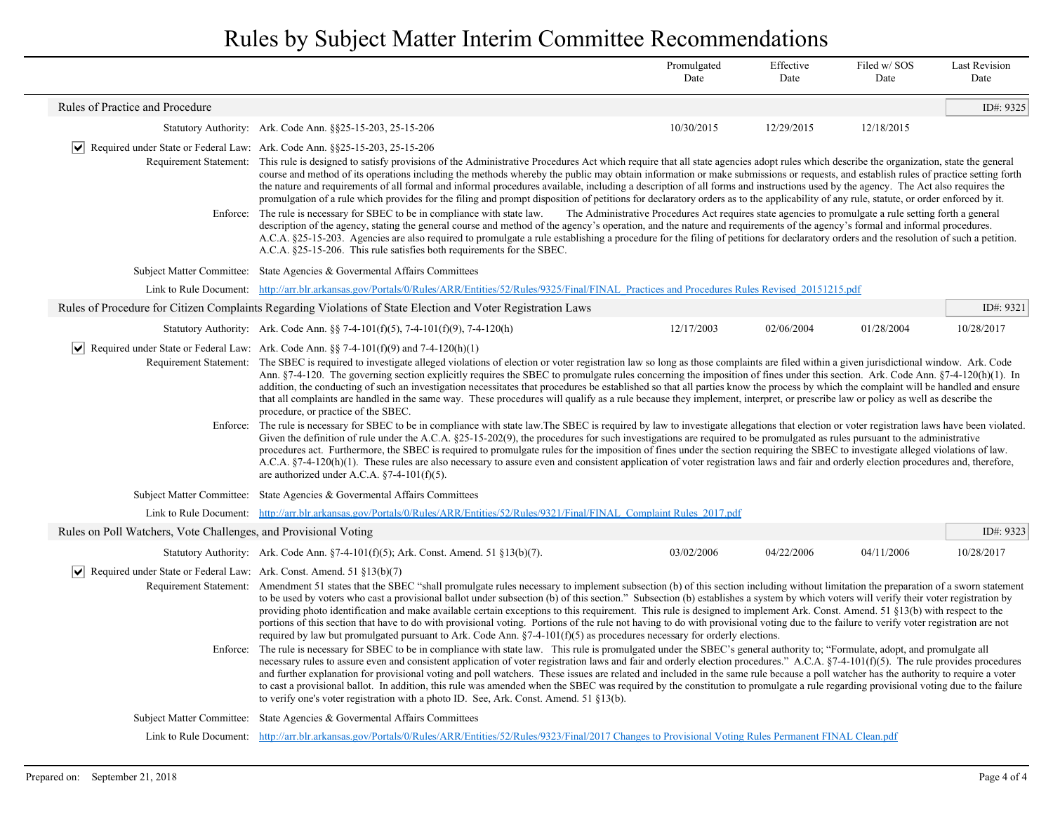# Rules by Subject Matter Interim Committee Recommendations

| | | Promulgated Date | Effective Date | Filed w/ SOS Date | Last Revision Date |
|---|---|---|---|---|---|

## Rules of Practice and Procedure

ID#: 9325

| | | Promulgated Date | Effective Date | Filed w/ SOS Date | Last Revision Date |
|---|---|---|---|---|---|
| Statutory Authority: | Ark. Code Ann. §§25-15-203, 25-15-206 | 10/30/2015 | 12/29/2015 | 12/18/2015 | |

☑ **Required under State or Federal Law:** Ark. Code Ann. §§25-15-203, 25-15-206

**Requirement Statement:** This rule is designed to satisfy provisions of the Administrative Procedures Act which require that all state agencies adopt rules which describe the organization, state the general course and method of its operations including the methods whereby the public may obtain information or make submissions or requests, and establish rules of practice setting forth the nature and requirements of all formal and informal procedures available, including a description of all forms and instructions used by the agency. The Act also requires the promulgation of a rule which provides for the filing and prompt disposition of petitions for declaratory orders as to the applicability of any rule, statute, or order enforced by it.

**Enforce:** The rule is necessary for SBEC to be in compliance with state law. The Administrative Procedures Act requires state agencies to promulgate a rule setting forth a general description of the agency, stating the general course and method of the agency's operation, and the nature and requirements of the agency's formal and informal procedures. A.C.A. §25-15-203. Agencies are also required to promulgate a rule establishing a procedure for the filing of petitions for declaratory orders and the resolution of such a petition. A.C.A. §25-15-206. This rule satisfies both requirements for the SBEC.

**Subject Matter Committee:** State Agencies & Govermental Affairs Committees

**Link to Rule Document:** http://arr.blr.arkansas.gov/Portals/0/Rules/ARR/Entities/52/Rules/9325/Final/FINAL_Practices and Procedures Rules Revised_20151215.pdf

## Rules of Procedure for Citizen Complaints Regarding Violations of State Election and Voter Registration Laws

ID#: 9321

| | | Promulgated Date | Effective Date | Filed w/ SOS Date | Last Revision Date |
|---|---|---|---|---|---|
| Statutory Authority: | Ark. Code Ann. §§ 7-4-101(f)(5), 7-4-101(f)(9), 7-4-120(h) | 12/17/2003 | 02/06/2004 | 01/28/2004 | 10/28/2017 |

☑ **Required under State or Federal Law:** Ark. Code Ann. §§ 7-4-101(f)(9) and 7-4-120(h)(1)

**Requirement Statement:** The SBEC is required to investigate alleged violations of election or voter registration law so long as those complaints are filed within a given jurisdictional window. Ark. Code Ann. §7-4-120. The governing section explicitly requires the SBEC to promulgate rules concerning the imposition of fines under this section. Ark. Code Ann. §7-4-120(h)(1). In addition, the conducting of such an investigation necessitates that procedures be established so that all parties know the process by which the complaint will be handled and ensure that all complaints are handled in the same way. These procedures will qualify as a rule because they implement, interpret, or prescribe law or policy as well as describe the procedure, or practice of the SBEC.

**Enforce:** The rule is necessary for SBEC to be in compliance with state law.The SBEC is required by law to investigate allegations that election or voter registration laws have been violated. Given the definition of rule under the A.C.A. §25-15-202(9), the procedures for such investigations are required to be promulgated as rules pursuant to the administrative procedures act. Furthermore, the SBEC is required to promulgate rules for the imposition of fines under the section requiring the SBEC to investigate alleged violations of law. A.C.A. §7-4-120(h)(1). These rules are also necessary to assure even and consistent application of voter registration laws and fair and orderly election procedures and, therefore, are authorized under A.C.A. §7-4-101(f)(5).

**Subject Matter Committee:** State Agencies & Govermental Affairs Committees

**Link to Rule Document:** http://arr.blr.arkansas.gov/Portals/0/Rules/ARR/Entities/52/Rules/9321/Final/FINAL_Complaint Rules_2017.pdf

## Rules on Poll Watchers, Vote Challenges, and Provisional Voting

ID#: 9323

| | | Promulgated Date | Effective Date | Filed w/ SOS Date | Last Revision Date |
|---|---|---|---|---|---|
| Statutory Authority: | Ark. Code Ann. §7-4-101(f)(5); Ark. Const. Amend. 51 §13(b)(7). | 03/02/2006 | 04/22/2006 | 04/11/2006 | 10/28/2017 |

☑ **Required under State or Federal Law:** Ark. Const. Amend. 51 §13(b)(7)

**Requirement Statement:** Amendment 51 states that the SBEC "shall promulgate rules necessary to implement subsection (b) of this section including without limitation the preparation of a sworn statement to be used by voters who cast a provisional ballot under subsection (b) of this section." Subsection (b) establishes a system by which voters will verify their voter registration by providing photo identification and make available certain exceptions to this requirement. This rule is designed to implement Ark. Const. Amend. 51 §13(b) with respect to the portions of this section that have to do with provisional voting. Portions of the rule not having to do with provisional voting due to the failure to verify voter registration are not required by law but promulgated pursuant to Ark. Code Ann. §7-4-101(f)(5) as procedures necessary for orderly elections.

**Enforce:** The rule is necessary for SBEC to be in compliance with state law. This rule is promulgated under the SBEC's general authority to; "Formulate, adopt, and promulgate all necessary rules to assure even and consistent application of voter registration laws and fair and orderly election procedures." A.C.A. §7-4-101(f)(5). The rule provides procedures and further explanation for provisional voting and poll watchers. These issues are related and included in the same rule because a poll watcher has the authority to require a voter to cast a provisional ballot. In addition, this rule was amended when the SBEC was required by the constitution to promulgate a rule regarding provisional voting due to the failure to verify one's voter registration with a photo ID. See, Ark. Const. Amend. 51 §13(b).

**Subject Matter Committee:** State Agencies & Govermental Affairs Committees

**Link to Rule Document:** http://arr.blr.arkansas.gov/Portals/0/Rules/ARR/Entities/52/Rules/9323/Final/2017 Changes to Provisional Voting Rules Permanent FINAL Clean.pdf

Prepared on: September 21, 2018